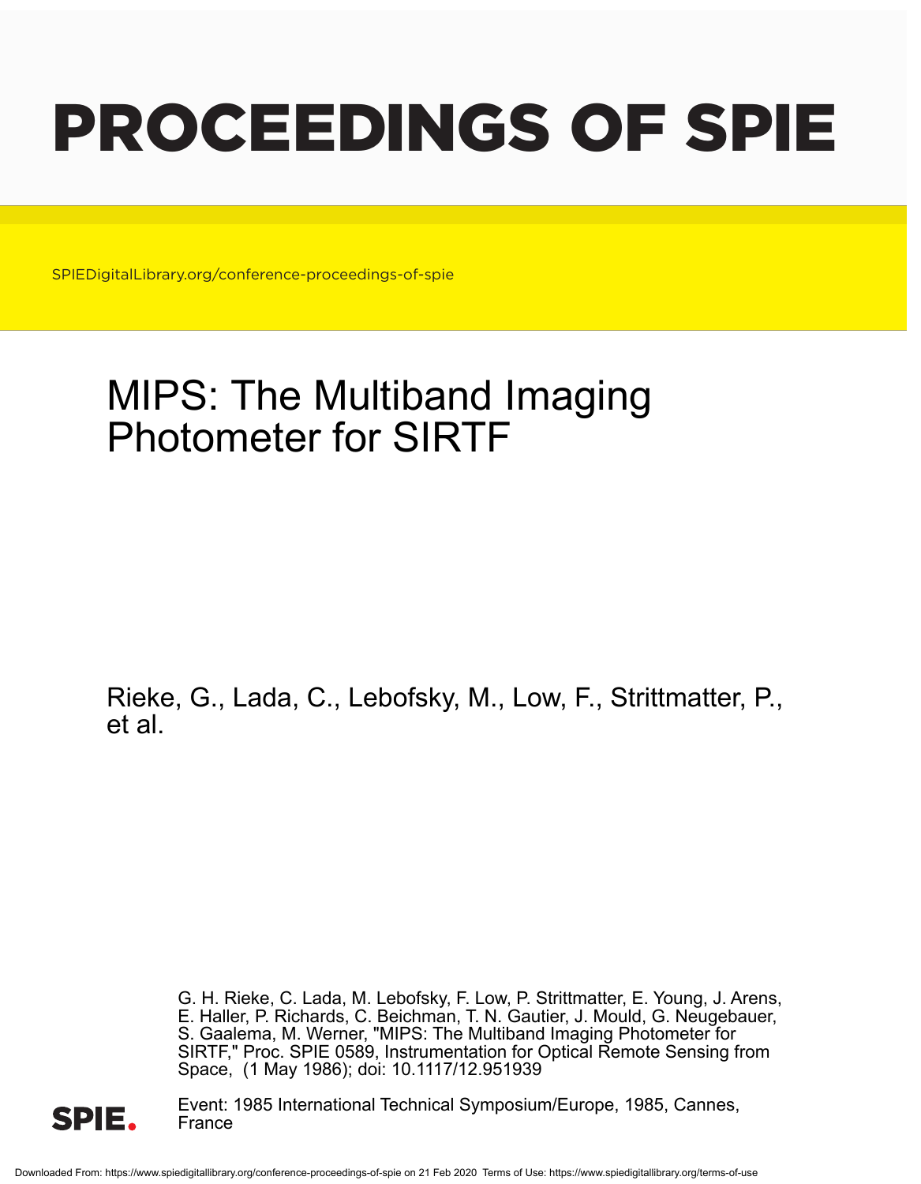# PROCEEDINGS OF SPIE

SPIEDigitalLibrary.org/conference-proceedings-of-spie

## MIPS: The Multiband Imaging Photometer for SIRTF

Rieke, G., Lada, C., Lebofsky, M., Low, F., Strittmatter, P., et al.

G. H. Rieke, C. Lada, M. Lebofsky, F. Low, P. Strittmatter, E. Young, J. Arens, E. Haller, P. Richards, C. Beichman, T. N. Gautier, J. Mould, G. Neugebauer, S. Gaalema, M. Werner, "MIPS: The Multiband Imaging Photometer for SIRTF," Proc. SPIE 0589, Instrumentation for Optical Remote Sensing from Space, (1 May 1986); doi: 10.1117/12.951939

Event: 1985 International Technical Symposium/Europe, 1985, Cannes, France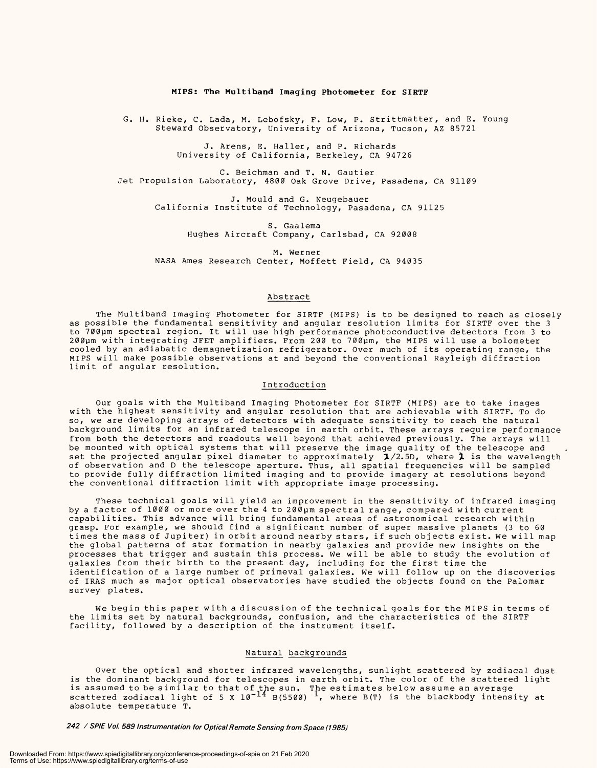**MIPS: The Multiband Imaging Photometer for SIRTF**

G. H. Rieke, C. Lada, M. Lebofsky, F. Low, P. Strittmatter, and E. Young
Steward Observatory, University of Arizona, Tucson, AZ 85721

J. Arens, E. Haller, and P. Richards
University of California, Berkeley, CA 94726

C. Beichman and T. N. Gautier
Jet Propulsion Laboratory, 4800 Oak Grove Drive, Pasadena, CA 91109

J. Mould and G. Neugebauer
California Institute of Technology, Pasadena, CA 91125

S. Gaalema
Hughes Aircraft Company, Carlsbad, CA 92008

M. Werner
NASA Ames Research Center, Moffett Field, CA 94035

## Abstract

The Multiband Imaging Photometer for SIRTF (MIPS) is to be designed to reach as closely as possible the fundamental sensitivity and angular resolution limits for SIRTF over the 3 to 700μm spectral region. It will use high performance photoconductive detectors from 3 to 200μm with integrating JFET amplifiers. From 200 to 700μm, the MIPS will use a bolometer cooled by an adiabatic demagnetization refrigerator. Over much of its operating range, the MIPS will make possible observations at and beyond the conventional Rayleigh diffraction limit of angular resolution.

## Introduction

Our goals with the Multiband Imaging Photometer for SIRTF (MIPS) are to take images with the highest sensitivity and angular resolution that are achievable with SIRTF. To do so, we are developing arrays of detectors with adequate sensitivity to reach the natural background limits for an infrared telescope in earth orbit. These arrays require performance from both the detectors and readouts well beyond that achieved previously. The arrays will be mounted with optical systems that will preserve the image quality of the telescope and set the projected angular pixel diameter to approximately $\lambda/2.5D$, where $\lambda$ is the wavelength of observation and D the telescope aperture. Thus, all spatial frequencies will be sampled to provide fully diffraction limited imaging and to provide imagery at resolutions beyond the conventional diffraction limit with appropriate image processing.

These technical goals will yield an improvement in the sensitivity of infrared imaging by a factor of 1000 or more over the 4 to 200μm spectral range, compared with current capabilities. This advance will bring fundamental areas of astronomical research within grasp. For example, we should find a significant number of super massive planets (3 to 60 times the mass of Jupiter) in orbit around nearby stars, if such objects exist. We will map the global patterns of star formation in nearby galaxies and provide new insights on the processes that trigger and sustain this process. We will be able to study the evolution of galaxies from their birth to the present day, including for the first time the identification of a large number of primeval galaxies. We will follow up on the discoveries of IRAS much as major optical observatories have studied the objects found on the Palomar survey plates.

We begin this paper with a discussion of the technical goals for the MIPS in terms of the limits set by natural backgrounds, confusion, and the characteristics of the SIRTF facility, followed by a description of the instrument itself.

## Natural backgrounds

Over the optical and shorter infrared wavelengths, sunlight scattered by zodiacal dust is the dominant background for telescopes in earth orbit. The color of the scattered light is assumed to be similar to that of the sun. The estimates below assume an average scattered zodiacal light of $5 \times 10^{-14}$ B(5500) [1], where B(T) is the blackbody intensity at absolute temperature T.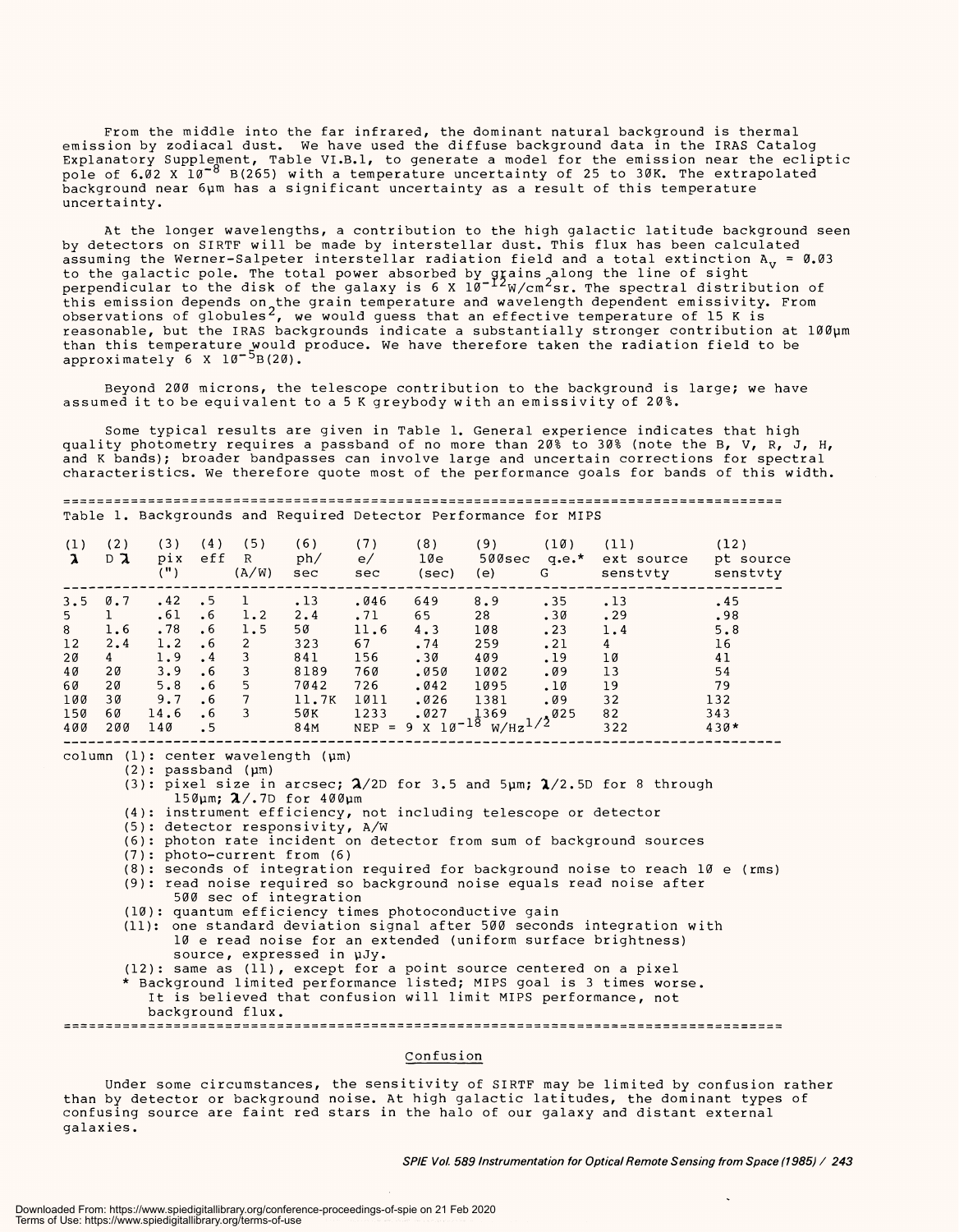From the middle into the far infrared, the dominant natural background is thermal emission by zodiacal dust. We have used the diffuse background data in the IRAS Catalog Explanatory Supplement, Table VI.B.1, to generate a model for the emission near the ecliptic pole of $6.02 \times 10^{-8}$ B(265) with a temperature uncertainty of 25 to 30K. The extrapolated background near 6μm has a significant uncertainty as a result of this temperature uncertainty.

At the longer wavelengths, a contribution to the high galactic latitude background seen by detectors on SIRTF will be made by interstellar dust. This flux has been calculated assuming the Werner-Salpeter interstellar radiation field and a total extinction $A_V = 0.03$ to the galactic pole. The total power absorbed by grains along the line of sight perpendicular to the disk of the galaxy is $6 \times 10^{-12}$ W/cm$^2$sr. The spectral distribution of this emission depends on the grain temperature and wavelength dependent emissivity. From observations of globules[2], we would guess that an effective temperature of 15 K is reasonable, but the IRAS backgrounds indicate a substantially stronger contribution at 100μm than this temperature would produce. We have therefore taken the radiation field to be approximately $6 \times 10^{-5}$B(20).

Beyond 200 microns, the telescope contribution to the background is large; we have assumed it to be equivalent to a 5 K greybody with an emissivity of 20%.

Some typical results are given in Table 1. General experience indicates that high quality photometry requires a passband of no more than 20% to 30% (note the B, V, R, J, H, and K bands); broader bandpasses can involve large and uncertain corrections for spectral characteristics. We therefore quote most of the performance goals for bands of this width.

Table 1. Backgrounds and Required Detector Performance for MIPS

| (1) λ | (2) Dλ | (3) pix (") | (4) eff | (5) R (A/W) | (6) ph/ sec | (7) e/ sec | (8) 10e (sec) | (9) 500sec (e) | (10) q.e.* G | (11) ext source senstvty | (12) pt source senstvty |
|---|---|---|---|---|---|---|---|---|---|---|---|
| 3.5 | 0.7 | .42 | .5 | 1 | .13 | .046 | 649 | 8.9 | .35 | .13 | .45 |
| 5 | 1 | .61 | .6 | 1.2 | 2.4 | .71 | 65 | 28 | .30 | .29 | .98 |
| 8 | 1.6 | .78 | .6 | 1.5 | 50 | 11.6 | 4.3 | 108 | .23 | 1.4 | 5.8 |
| 12 | 2.4 | 1.2 | .6 | 2 | 323 | 67 | .74 | 259 | .21 | 4 | 16 |
| 20 | 4 | 1.9 | .4 | 3 | 841 | 156 | .30 | 409 | .19 | 10 | 41 |
| 40 | 20 | 3.9 | .6 | 3 | 8189 | 760 | .050 | 1002 | .09 | 13 | 54 |
| 60 | 20 | 5.8 | .6 | 5 | 7042 | 726 | .042 | 1095 | .10 | 19 | 79 |
| 100 | 30 | 9.7 | .6 | 7 | 11.7K | 1011 | .026 | 1381 | .09 | 32 | 132 |
| 150 | 60 | 14.6 | .6 | 3 | 50K | 1233 | .027 | 1369 | .025 | 82 | 343 |
| 400 | 200 | 140 | .5 | | 84M | NEP = $9 \times 10^{-18}$ W/Hz$^{1/2}$ | | | | 322 | 430* |

column (1): center wavelength (μm)
(2): passband (μm)
(3): pixel size in arcsec; λ/2D for 3.5 and 5μm; λ/2.5D for 8 through 150μm; λ/.7D for 400μm
(4): instrument efficiency, not including telescope or detector
(5): detector responsivity, A/W
(6): photon rate incident on detector from sum of background sources
(7): photo-current from (6)
(8): seconds of integration required for background noise to reach 10 e (rms)
(9): read noise required so background noise equals read noise after 500 sec of integration
(10): quantum efficiency times photoconductive gain
(11): one standard deviation signal after 500 seconds integration with 10 e read noise for an extended (uniform surface brightness) source, expressed in μJy.
(12): same as (11), except for a point source centered on a pixel
\* Background limited performance listed; MIPS goal is 3 times worse. It is believed that confusion will limit MIPS performance, not background flux.

## Confusion

Under some circumstances, the sensitivity of SIRTF may be limited by confusion rather than by detector or background noise. At high galactic latitudes, the dominant types of confusing source are faint red stars in the halo of our galaxy and distant external galaxies.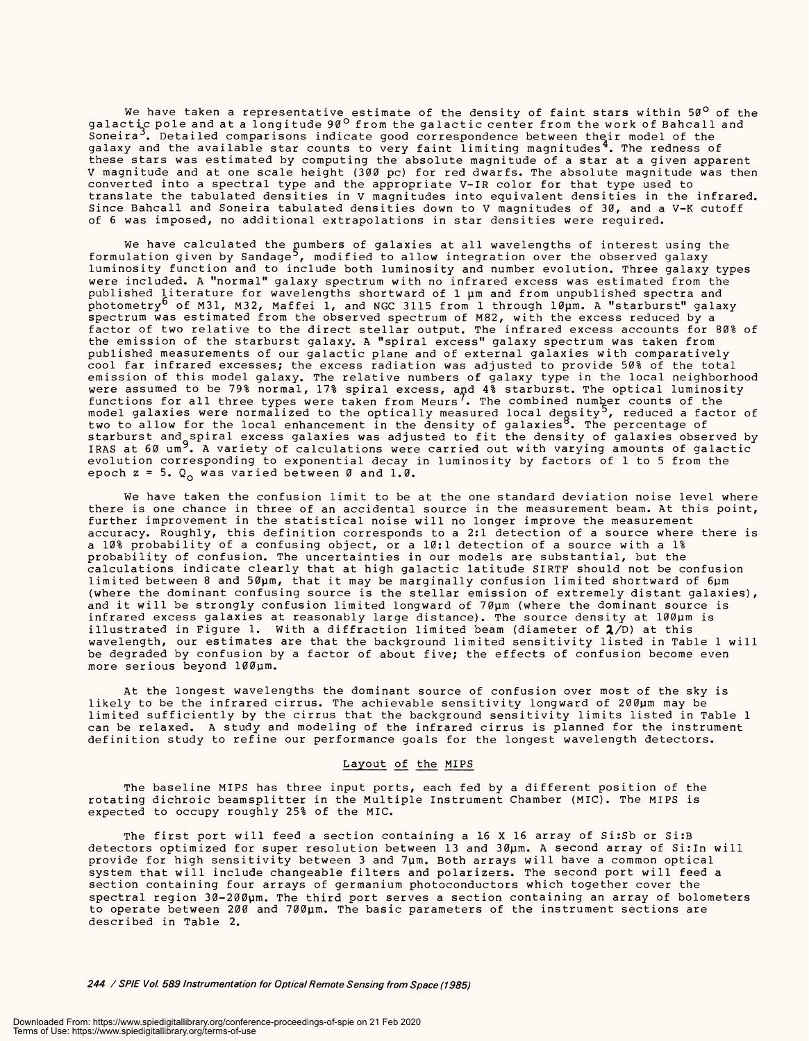We have taken a representative estimate of the density of faint stars within 50° of the galactic pole and at a longitude 90° from the galactic center from the work of Bahcall and Soneira[3]. Detailed comparisons indicate good correspondence between their model of the galaxy and the available star counts to very faint limiting magnitudes[4]. The redness of these stars was estimated by computing the absolute magnitude of a star at a given apparent V magnitude and at one scale height (300 pc) for red dwarfs. The absolute magnitude was then converted into a spectral type and the appropriate V-IR color for that type used to translate the tabulated densities in V magnitudes into equivalent densities in the infrared. Since Bahcall and Soneira tabulated densities down to V magnitudes of 30, and a V-K cutoff of 6 was imposed, no additional extrapolations in star densities were required.

We have calculated the numbers of galaxies at all wavelengths of interest using the formulation given by Sandage[5], modified to allow integration over the observed galaxy luminosity function and to include both luminosity and number evolution. Three galaxy types were included. A "normal" galaxy spectrum with no infrared excess was estimated from the published literature for wavelengths shortward of 1 μm and from unpublished spectra and photometry[6] of M31, M32, Maffei 1, and NGC 3115 from 1 through 10μm. A "starburst" galaxy spectrum was estimated from the observed spectrum of M82, with the excess reduced by a factor of two relative to the direct stellar output. The infrared excess accounts for 80% of the emission of the starburst galaxy. A "spiral excess" galaxy spectrum was taken from published measurements of our galactic plane and of external galaxies with comparatively cool far infrared excesses; the excess radiation was adjusted to provide 50% of the total emission of this model galaxy. The relative numbers of galaxy type in the local neighborhood were assumed to be 79% normal, 17% spiral excess, and 4% starburst. The optical luminosity functions for all three types were taken from Meurs[7]. The combined number counts of the model galaxies were normalized to the optically measured local density[5], reduced a factor of two to allow for the local enhancement in the density of galaxies[8]. The percentage of starburst and spiral excess galaxies was adjusted to fit the density of galaxies observed by IRAS at 60 um[9]. A variety of calculations were carried out with varying amounts of galactic evolution corresponding to exponential decay in luminosity by factors of 1 to 5 from the epoch z = 5. $Q_o$ was varied between 0 and 1.0.

We have taken the confusion limit to be at the one standard deviation noise level where there is one chance in three of an accidental source in the measurement beam. At this point, further improvement in the statistical noise will no longer improve the measurement accuracy. Roughly, this definition corresponds to a 2:1 detection of a source where there is a 10% probability of a confusing object, or a 10:1 detection of a source with a 1% probability of confusion. The uncertainties in our models are substantial, but the calculations indicate clearly that at high galactic latitude SIRTF should not be confusion limited between 8 and 50μm, that it may be marginally confusion limited shortward of 6μm (where the dominant confusing source is the stellar emission of extremely distant galaxies), and it will be strongly confusion limited longward of 70μm (where the dominant source is infrared excess galaxies at reasonably large distance). The source density at 100μm is illustrated in Figure 1. With a diffraction limited beam (diameter of $\lambda$/D) at this wavelength, our estimates are that the background limited sensitivity listed in Table 1 will be degraded by confusion by a factor of about five; the effects of confusion become even more serious beyond 100μm.

At the longest wavelengths the dominant source of confusion over most of the sky is likely to be the infrared cirrus. The achievable sensitivity longward of 200μm may be limited sufficiently by the cirrus that the background sensitivity limits listed in Table 1 can be relaxed. A study and modeling of the infrared cirrus is planned for the instrument definition study to refine our performance goals for the longest wavelength detectors.

## Layout of the MIPS

The baseline MIPS has three input ports, each fed by a different position of the rotating dichroic beamsplitter in the Multiple Instrument Chamber (MIC). The MIPS is expected to occupy roughly 25% of the MIC.

The first port will feed a section containing a 16 X 16 array of Si:Sb or Si:B detectors optimized for super resolution between 13 and 30μm. A second array of Si:In will provide for high sensitivity between 3 and 7μm. Both arrays will have a common optical system that will include changeable filters and polarizers. The second port will feed a section containing four arrays of germanium photoconductors which together cover the spectral region 30-200μm. The third port serves a section containing an array of bolometers to operate between 200 and 700μm. The basic parameters of the instrument sections are described in Table 2.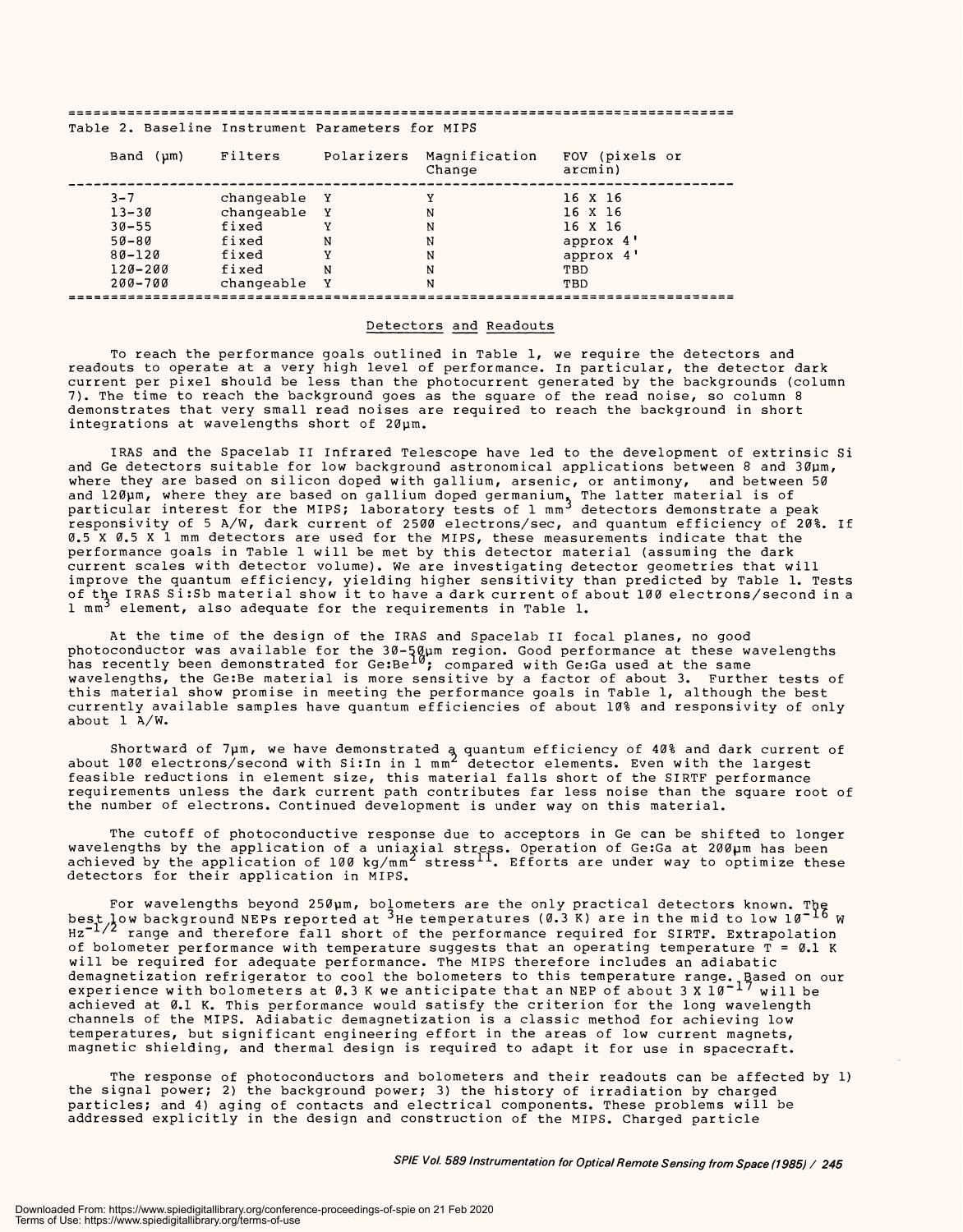Table 2. Baseline Instrument Parameters for MIPS

| Band (μm) | Filters | Polarizers | Magnification Change | FOV (pixels or arcmin) |
|---|---|---|---|---|
| 3-7 | changeable | Y | Y | 16 X 16 |
| 13-30 | changeable | Y | N | 16 X 16 |
| 30-55 | fixed | Y | N | 16 X 16 |
| 50-80 | fixed | N | N | approx 4' |
| 80-120 | fixed | Y | N | approx 4' |
| 120-200 | fixed | N | N | TBD |
| 200-700 | changeable | Y | N | TBD |

## Detectors and Readouts

To reach the performance goals outlined in Table 1, we require the detectors and readouts to operate at a very high level of performance. In particular, the detector dark current per pixel should be less than the photocurrent generated by the backgrounds (column 7). The time to reach the background goes as the square of the read noise, so column 8 demonstrates that very small read noises are required to reach the background in short integrations at wavelengths short of 20μm.

IRAS and the Spacelab II Infrared Telescope have led to the development of extrinsic Si and Ge detectors suitable for low background astronomical applications between 8 and 30μm, where they are based on silicon doped with gallium, arsenic, or antimony, and between 50 and 120μm, where they are based on gallium doped germanium. The latter material is of particular interest for the MIPS; laboratory tests of 1 $mm^3$ detectors demonstrate a peak responsivity of 5 A/W, dark current of 2500 electrons/sec, and quantum efficiency of 20%. If 0.5 X 0.5 X 1 mm detectors are used for the MIPS, these measurements indicate that the performance goals in Table 1 will be met by this detector material (assuming the dark current scales with detector volume). We are investigating detector geometries that will improve the quantum efficiency, yielding higher sensitivity than predicted by Table 1. Tests of the IRAS Si:Sb material show it to have a dark current of about 100 electrons/second in a 1 $mm^3$ element, also adequate for the requirements in Table 1.

At the time of the design of the IRAS and Spacelab II focal planes, no good photoconductor was available for the 30-50μm region. Good performance at these wavelengths has recently been demonstrated for Ge:Be[10]; compared with Ge:Ga used at the same wavelengths, the Ge:Be material is more sensitive by a factor of about 3. Further tests of this material show promise in meeting the performance goals in Table 1, although the best currently available samples have quantum efficiencies of about 10% and responsivity of only about 1 A/W.

Shortward of 7μm, we have demonstrated a quantum efficiency of 40% and dark current of about 100 electrons/second with Si:In in 1 $mm^2$ detector elements. Even with the largest feasible reductions in element size, this material falls short of the SIRTF performance requirements unless the dark current path contributes far less noise than the square root of the number of electrons. Continued development is under way on this material.

The cutoff of photoconductive response due to acceptors in Ge can be shifted to longer wavelengths by the application of a uniaxial stress. Operation of Ge:Ga at 200μm has been achieved by the application of 100 $kg/mm^2$ stress[11]. Efforts are under way to optimize these detectors for their application in MIPS.

For wavelengths beyond 250μm, bolometers are the only practical detectors known. The best low background NEPs reported at $^3$He temperatures (0.3 K) are in the mid to low $10^{-16}$ W $Hz^{-1/2}$ range and therefore fall short of the performance required for SIRTF. Extrapolation of bolometer performance with temperature suggests that an operating temperature T = 0.1 K will be required for adequate performance. The MIPS therefore includes an adiabatic demagnetization refrigerator to cool the bolometers to this temperature range. Based on our experience with bolometers at 0.3 K we anticipate that an NEP of about 3 X $10^{-17}$ will be achieved at 0.1 K. This performance would satisfy the criterion for the long wavelength channels of the MIPS. Adiabatic demagnetization is a classic method for achieving low temperatures, but significant engineering effort in the areas of low current magnets, magnetic shielding, and thermal design is required to adapt it for use in spacecraft.

The response of photoconductors and bolometers and their readouts can be affected by 1) the signal power; 2) the background power; 3) the history of irradiation by charged particles; and 4) aging of contacts and electrical components. These problems will be addressed explicitly in the design and construction of the MIPS. Charged particle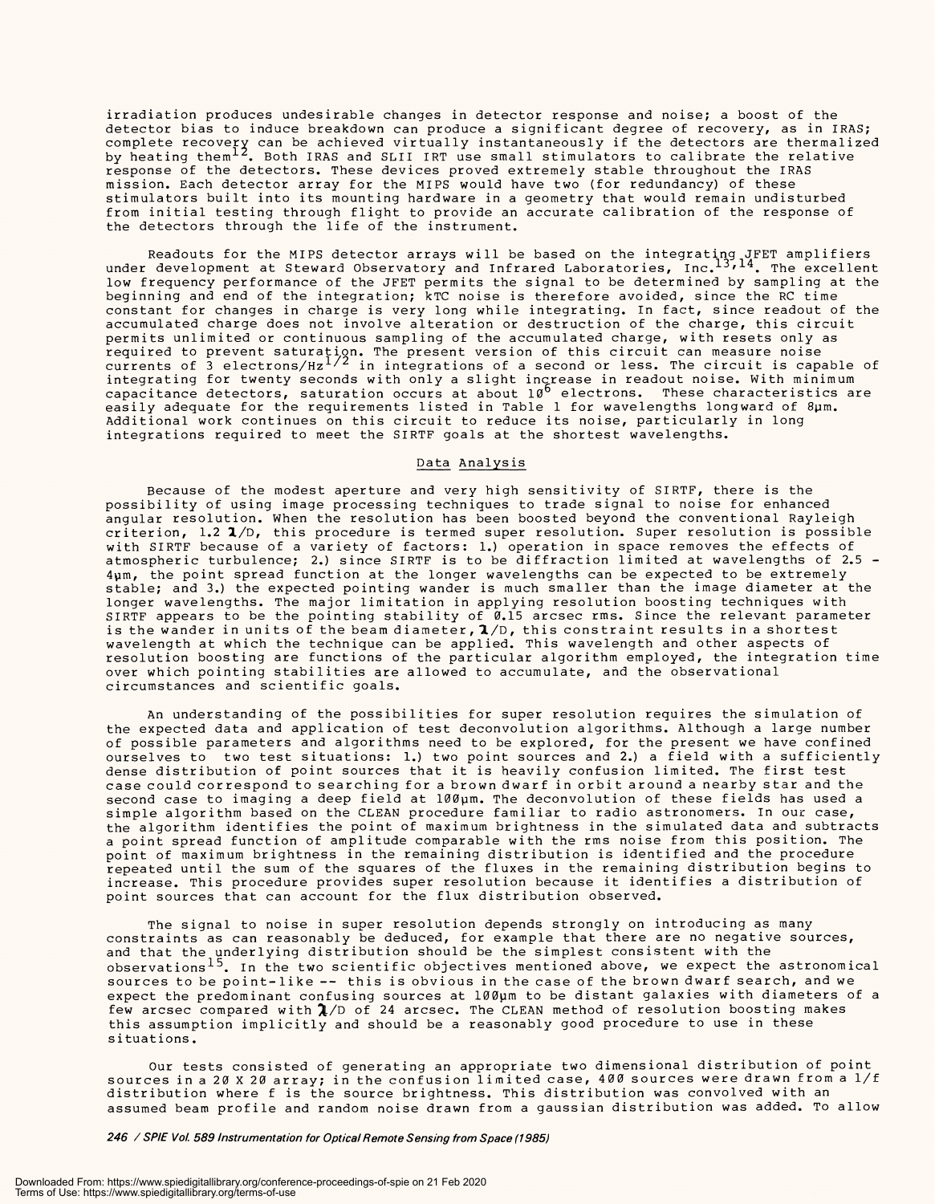irradiation produces undesirable changes in detector response and noise; a boost of the detector bias to induce breakdown can produce a significant degree of recovery, as in IRAS; complete recovery can be achieved virtually instantaneously if the detectors are thermalized by heating them[12]. Both IRAS and SLII IRT use small stimulators to calibrate the relative response of the detectors. These devices proved extremely stable throughout the IRAS mission. Each detector array for the MIPS would have two (for redundancy) of these stimulators built into its mounting hardware in a geometry that would remain undisturbed from initial testing through flight to provide an accurate calibration of the response of the detectors through the life of the instrument.

Readouts for the MIPS detector arrays will be based on the integrating JFET amplifiers under development at Steward Observatory and Infrared Laboratories, Inc.[13,14]. The excellent low frequency performance of the JFET permits the signal to be determined by sampling at the beginning and end of the integration; kTC noise is therefore avoided, since the RC time constant for changes in charge is very long while integrating. In fact, since readout of the accumulated charge does not involve alteration or destruction of the charge, this circuit permits unlimited or continuous sampling of the accumulated charge, with resets only as required to prevent saturation. The present version of this circuit can measure noise currents of 3 electrons/$Hz^{1/2}$ in integrations of a second or less. The circuit is capable of integrating for twenty seconds with only a slight increase in readout noise. With minimum capacitance detectors, saturation occurs at about $10^6$ electrons. These characteristics are easily adequate for the requirements listed in Table 1 for wavelengths longward of 8μm. Additional work continues on this circuit to reduce its noise, particularly in long integrations required to meet the SIRTF goals at the shortest wavelengths.

## Data Analysis

Because of the modest aperture and very high sensitivity of SIRTF, there is the possibility of using image processing techniques to trade signal to noise for enhanced angular resolution. When the resolution has been boosted beyond the conventional Rayleigh criterion, $1.2\,\lambda/D$, this procedure is termed super resolution. Super resolution is possible with SIRTF because of a variety of factors: 1.) operation in space removes the effects of atmospheric turbulence; 2.) since SIRTF is to be diffraction limited at wavelengths of 2.5 - 4μm, the point spread function at the longer wavelengths can be expected to be extremely stable; and 3.) the expected pointing wander is much smaller than the image diameter at the longer wavelengths. The major limitation in applying resolution boosting techniques with SIRTF appears to be the pointing stability of 0.15 arcsec rms. Since the relevant parameter is the wander in units of the beam diameter, $\lambda/D$, this constraint results in a shortest wavelength at which the technique can be applied. This wavelength and other aspects of resolution boosting are functions of the particular algorithm employed, the integration time over which pointing stabilities are allowed to accumulate, and the observational circumstances and scientific goals.

An understanding of the possibilities for super resolution requires the simulation of the expected data and application of test deconvolution algorithms. Although a large number of possible parameters and algorithms need to be explored, for the present we have confined ourselves to two test situations: 1.) two point sources and 2.) a field with a sufficiently dense distribution of point sources that it is heavily confusion limited. The first test case could correspond to searching for a brown dwarf in orbit around a nearby star and the second case to imaging a deep field at 100μm. The deconvolution of these fields has used a simple algorithm based on the CLEAN procedure familiar to radio astronomers. In our case, the algorithm identifies the point of maximum brightness in the simulated data and subtracts a point spread function of amplitude comparable with the rms noise from this position. The point of maximum brightness in the remaining distribution is identified and the procedure repeated until the sum of the squares of the fluxes in the remaining distribution begins to increase. This procedure provides super resolution because it identifies a distribution of point sources that can account for the flux distribution observed.

The signal to noise in super resolution depends strongly on introducing as many constraints as can reasonably be deduced, for example that there are no negative sources, and that the underlying distribution should be the simplest consistent with the observations[15]. In the two scientific objectives mentioned above, we expect the astronomical sources to be point-like -- this is obvious in the case of the brown dwarf search, and we expect the predominant confusing sources at 100μm to be distant galaxies with diameters of a few arcsec compared with $\lambda/D$ of 24 arcsec. The CLEAN method of resolution boosting makes this assumption implicitly and should be a reasonably good procedure to use in these situations.

Our tests consisted of generating an appropriate two dimensional distribution of point sources in a 20 X 20 array; in the confusion limited case, 400 sources were drawn from a $1/f$ distribution where $f$ is the source brightness. This distribution was convolved with an assumed beam profile and random noise drawn from a gaussian distribution was added. To allow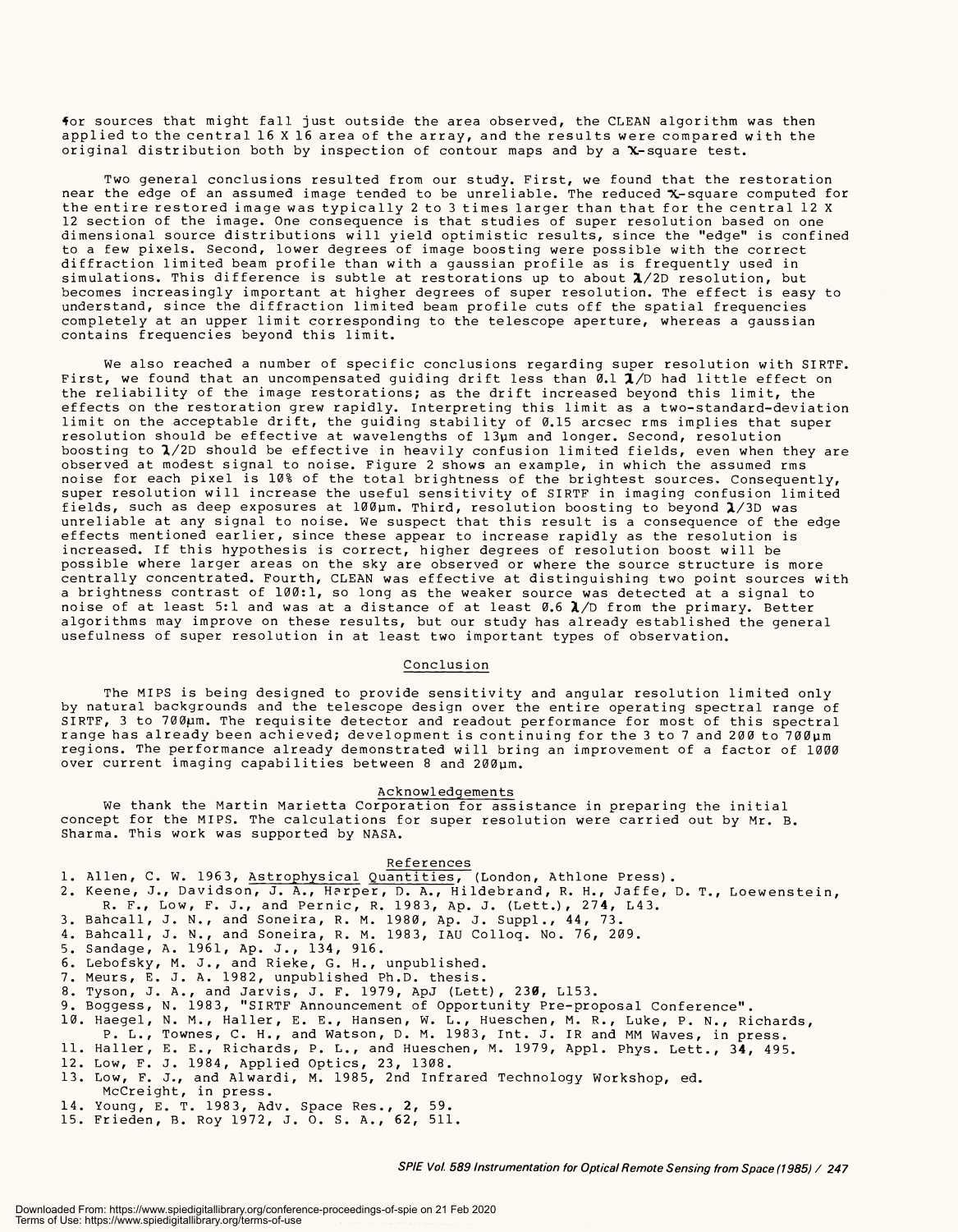for sources that might fall just outside the area observed, the CLEAN algorithm was then applied to the central 16 X 16 area of the array, and the results were compared with the original distribution both by inspection of contour maps and by a $\chi$-square test.

Two general conclusions resulted from our study. First, we found that the restoration near the edge of an assumed image tended to be unreliable. The reduced $\chi$-square computed for the entire restored image was typically 2 to 3 times larger than that for the central 12 X 12 section of the image. One consequence is that studies of super resolution based on one dimensional source distributions will yield optimistic results, since the "edge" is confined to a few pixels. Second, lower degrees of image boosting were possible with the correct diffraction limited beam profile than with a gaussian profile as is frequently used in simulations. This difference is subtle at restorations up to about $\lambda/2D$ resolution, but becomes increasingly important at higher degrees of super resolution. The effect is easy to understand, since the diffraction limited beam profile cuts off the spatial frequencies completely at an upper limit corresponding to the telescope aperture, whereas a gaussian contains frequencies beyond this limit.

We also reached a number of specific conclusions regarding super resolution with SIRTF. First, we found that an uncompensated guiding drift less than 0.1 $\lambda/D$ had little effect on the reliability of the image restorations; as the drift increased beyond this limit, the effects on the restoration grew rapidly. Interpreting this limit as a two-standard-deviation limit on the acceptable drift, the guiding stability of 0.15 arcsec rms implies that super resolution should be effective at wavelengths of 13μm and longer. Second, resolution boosting to $\lambda/2D$ should be effective in heavily confusion limited fields, even when they are observed at modest signal to noise. Figure 2 shows an example, in which the assumed rms noise for each pixel is 10% of the total brightness of the brightest sources. Consequently, super resolution will increase the useful sensitivity of SIRTF in imaging confusion limited fields, such as deep exposures at 100μm. Third, resolution boosting to beyond $\lambda/3D$ was unreliable at any signal to noise. We suspect that this result is a consequence of the edge effects mentioned earlier, since these appear to increase rapidly as the resolution is increased. If this hypothesis is correct, higher degrees of resolution boost will be possible where larger areas on the sky are observed or where the source structure is more centrally concentrated. Fourth, CLEAN was effective at distinguishing two point sources with a brightness contrast of 100:1, so long as the weaker source was detected at a signal to noise of at least 5:1 and was at a distance of at least 0.6 $\lambda/D$ from the primary. Better algorithms may improve on these results, but our study has already established the general usefulness of super resolution in at least two important types of observation.

## Conclusion

The MIPS is being designed to provide sensitivity and angular resolution limited only by natural backgrounds and the telescope design over the entire operating spectral range of SIRTF, 3 to 700μm. The requisite detector and readout performance for most of this spectral range has already been achieved; development is continuing for the 3 to 7 and 200 to 700μm regions. The performance already demonstrated will bring an improvement of a factor of 1000 over current imaging capabilities between 8 and 200μm.

## Acknowledgements

We thank the Martin Marietta Corporation for assistance in preparing the initial concept for the MIPS. The calculations for super resolution were carried out by Mr. B. Sharma. This work was supported by NASA.

## References

1. Allen, C. W. 1963, Astrophysical Quantities, (London, Athlone Press).
2. Keene, J., Davidson, J. A., Harper, D. A., Hildebrand, R. H., Jaffe, D. T., Loewenstein, R. F., Low, F. J., and Pernic, R. 1983, Ap. J. (Lett.), 274, L43.
3. Bahcall, J. N., and Soneira, R. M. 1980, Ap. J. Suppl., 44, 73.
4. Bahcall, J. N., and Soneira, R. M. 1983, IAU Colloq. No. 76, 209.
5. Sandage, A. 1961, Ap. J., 134, 916.
6. Lebofsky, M. J., and Rieke, G. H., unpublished.
7. Meurs, E. J. A. 1982, unpublished Ph.D. thesis.
8. Tyson, J. A., and Jarvis, J. F. 1979, ApJ (Lett), 230, L153.
9. Boggess, N. 1983, "SIRTF Announcement of Opportunity Pre-proposal Conference".
10. Haegel, N. M., Haller, E. E., Hansen, W. L., Hueschen, M. R., Luke, P. N., Richards, P. L., Townes, C. H., and Watson, D. M. 1983, Int. J. IR and MM Waves, in press.
11. Haller, E. E., Richards, P. L., and Hueschen, M. 1979, Appl. Phys. Lett., 34, 495.
12. Low, F. J. 1984, Applied Optics, 23, 1308.
13. Low, F. J., and Alwardi, M. 1985, 2nd Infrared Technology Workshop, ed. McCreight, in press.
14. Young, E. T. 1983, Adv. Space Res., 2, 59.
15. Frieden, B. Roy 1972, J. O. S. A., 62, 511.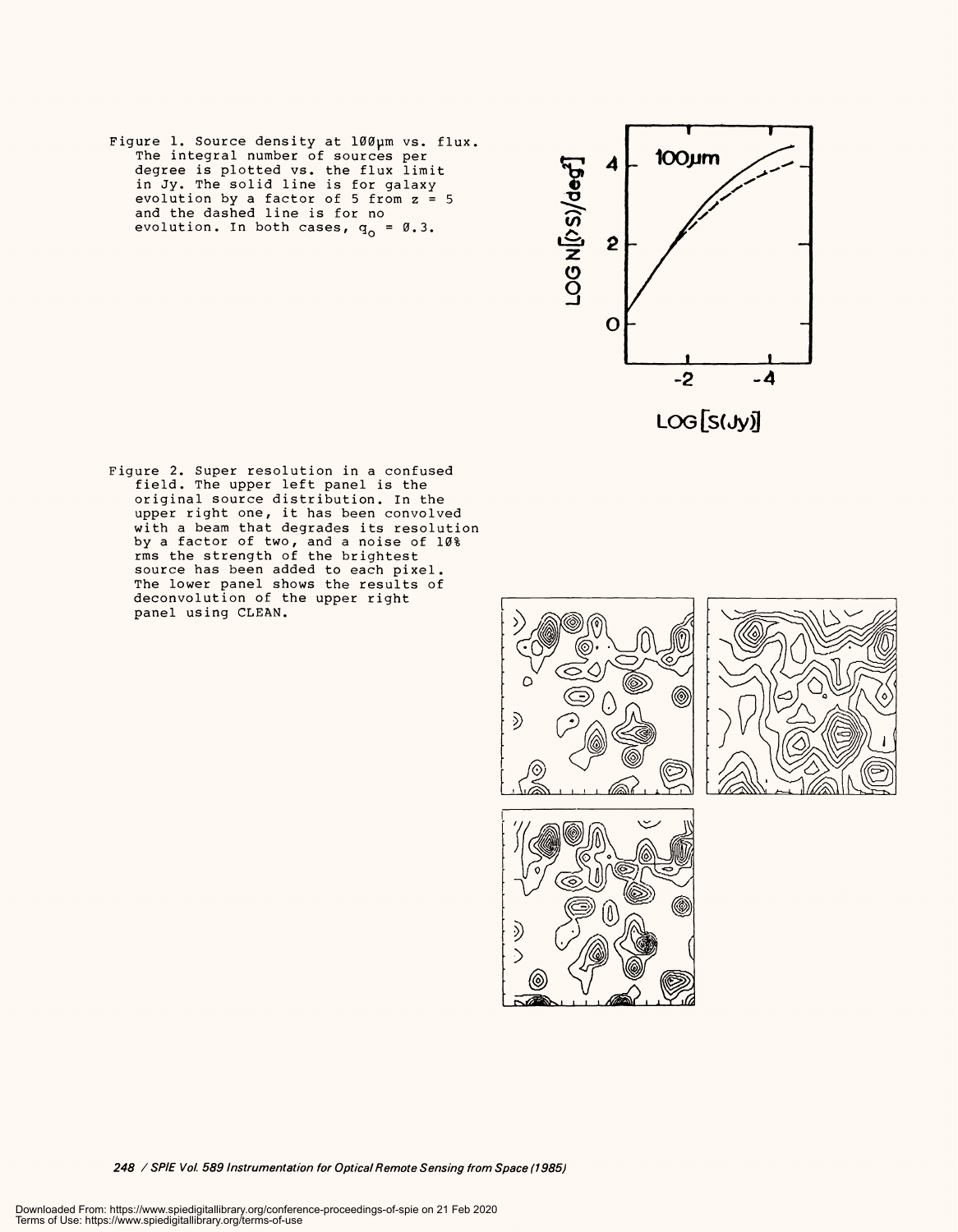Figure 1. Source density at 100μm vs. flux. The integral number of sources per degree is plotted vs. the flux limit in Jy. The solid line is for galaxy evolution by a factor of 5 from $z = 5$ and the dashed line is for no evolution. In both cases, $q_0 = 0.3$.

100μm

LOG N[(>S)/deg²]

4

2

0

-2

-4

LOG[S(Jy)]

Figure 2. Super resolution in a confused field. The upper left panel is the original source distribution. In the upper right one, it has been convolved with a beam that degrades its resolution by a factor of two, and a noise of 10% rms the strength of the brightest source has been added to each pixel. The lower panel shows the results of deconvolution of the upper right panel using CLEAN.